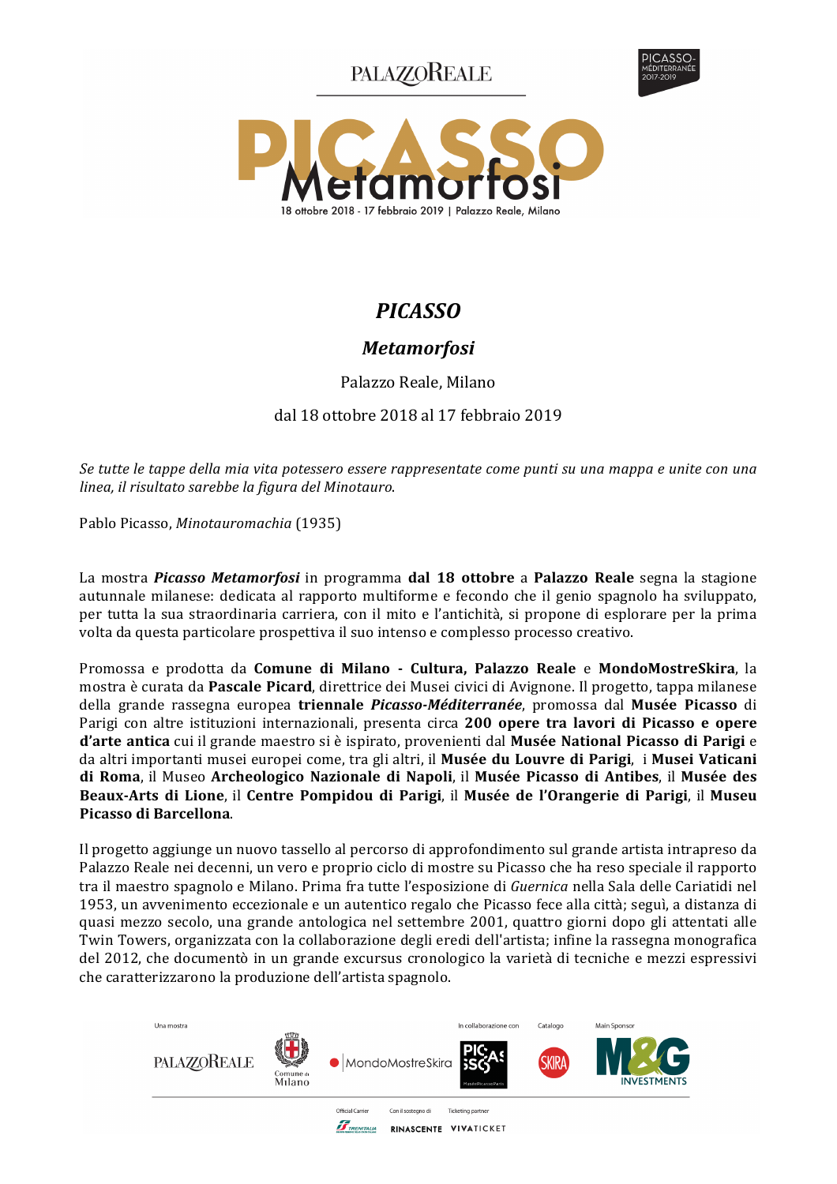# *PICASSO*

## *Metamorfosi*

Palazzo Reale, Milano

dal 18 ottobre 2018 al 17 febbraio 2019

*Se tutte le tappe della mia vita potessero essere rappresentate come punti su una mappa e unite con una linea, il risultato sarebbe la figura del Minotauro.*

Pablo Picasso, *Minotauromachia* (1935)

La mostra ***Picasso Metamorfosi*** in programma **dal 18 ottobre** a **Palazzo Reale** segna la stagione autunnale milanese: dedicata al rapporto multiforme e fecondo che il genio spagnolo ha sviluppato, per tutta la sua straordinaria carriera, con il mito e l'antichità, si propone di esplorare per la prima volta da questa particolare prospettiva il suo intenso e complesso processo creativo.

Promossa e prodotta da **Comune di Milano - Cultura, Palazzo Reale** e **MondoMostreSkira**, la mostra è curata da **Pascale Picard**, direttrice dei Musei civici di Avignone. Il progetto, tappa milanese della grande rassegna europea **triennale *Picasso-Méditerranée***, promossa dal **Musée Picasso** di Parigi con altre istituzioni internazionali, presenta circa **200 opere tra lavori di Picasso e opere d'arte antica** cui il grande maestro si è ispirato, provenienti dal **Musée National Picasso di Parigi** e da altri importanti musei europei come, tra gli altri, il **Musée du Louvre di Parigi**, i **Musei Vaticani di Roma**, il Museo **Archeologico Nazionale di Napoli**, il **Musée Picasso di Antibes**, il **Musée des Beaux-Arts di Lione**, il **Centre Pompidou di Parigi**, il **Musée de l'Orangerie di Parigi**, il **Museu Picasso di Barcellona**.

Il progetto aggiunge un nuovo tassello al percorso di approfondimento sul grande artista intrapreso da Palazzo Reale nei decenni, un vero e proprio ciclo di mostre su Picasso che ha reso speciale il rapporto tra il maestro spagnolo e Milano. Prima fra tutte l'esposizione di *Guernica* nella Sala delle Cariatidi nel 1953, un avvenimento eccezionale e un autentico regalo che Picasso fece alla città; seguì, a distanza di quasi mezzo secolo, una grande antologica nel settembre 2001, quattro giorni dopo gli attentati alle Twin Towers, organizzata con la collaborazione degli eredi dell'artista; infine la rassegna monografica del 2012, che documentò in un grande excursus cronologico la varietà di tecniche e mezzi espressivi che caratterizzarono la produzione dell'artista spagnolo.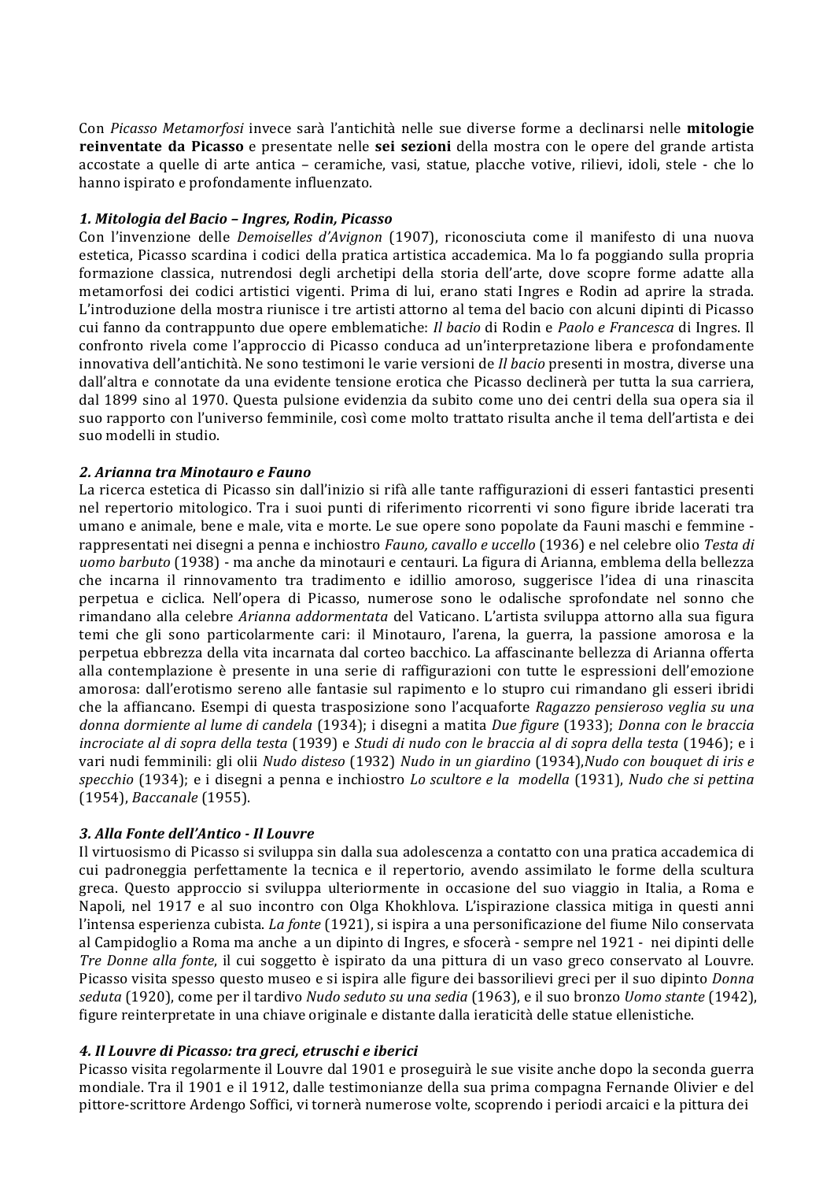Con *Picasso Metamorfosi* invece sarà l'antichità nelle sue diverse forme a declinarsi nelle **mitologie reinventate da Picasso** e presentate nelle **sei sezioni** della mostra con le opere del grande artista accostate a quelle di arte antica – ceramiche, vasi, statue, placche votive, rilievi, idoli, stele - che lo hanno ispirato e profondamente influenzato.

### *1. Mitologia del Bacio – Ingres, Rodin, Picasso*

Con l'invenzione delle *Demoiselles d'Avignon* (1907), riconosciuta come il manifesto di una nuova estetica, Picasso scardina i codici della pratica artistica accademica. Ma lo fa poggiando sulla propria formazione classica, nutrendosi degli archetipi della storia dell'arte, dove scopre forme adatte alla metamorfosi dei codici artistici vigenti. Prima di lui, erano stati Ingres e Rodin ad aprire la strada. L'introduzione della mostra riunisce i tre artisti attorno al tema del bacio con alcuni dipinti di Picasso cui fanno da contrappunto due opere emblematiche: *Il bacio* di Rodin e *Paolo e Francesca* di Ingres. Il confronto rivela come l'approccio di Picasso conduca ad un'interpretazione libera e profondamente innovativa dell'antichità. Ne sono testimoni le varie versioni de *Il bacio* presenti in mostra, diverse una dall'altra e connotate da una evidente tensione erotica che Picasso declinerà per tutta la sua carriera, dal 1899 sino al 1970. Questa pulsione evidenzia da subito come uno dei centri della sua opera sia il suo rapporto con l'universo femminile, così come molto trattato risulta anche il tema dell'artista e dei suo modelli in studio.

### *2. Arianna tra Minotauro e Fauno*

La ricerca estetica di Picasso sin dall'inizio si rifà alle tante raffigurazioni di esseri fantastici presenti nel repertorio mitologico. Tra i suoi punti di riferimento ricorrenti vi sono figure ibride lacerati tra umano e animale, bene e male, vita e morte. Le sue opere sono popolate da Fauni maschi e femmine - rappresentati nei disegni a penna e inchiostro *Fauno, cavallo e uccello* (1936) e nel celebre olio *Testa di uomo barbuto* (1938) - ma anche da minotauri e centauri. La figura di Arianna, emblema della bellezza che incarna il rinnovamento tra tradimento e idillio amoroso, suggerisce l'idea di una rinascita perpetua e ciclica. Nell'opera di Picasso, numerose sono le odalische sprofondate nel sonno che rimandano alla celebre *Arianna addormentata* del Vaticano. L'artista sviluppa attorno alla sua figura temi che gli sono particolarmente cari: il Minotauro, l'arena, la guerra, la passione amorosa e la perpetua ebbrezza della vita incarnata dal corteo bacchico. La affascinante bellezza di Arianna offerta alla contemplazione è presente in una serie di raffigurazioni con tutte le espressioni dell'emozione amorosa: dall'erotismo sereno alle fantasie sul rapimento e lo stupro cui rimandano gli esseri ibridi che la affiancano. Esempi di questa trasposizione sono l'acquaforte *Ragazzo pensieroso veglia su una donna dormiente al lume di candela* (1934); i disegni a matita *Due figure* (1933); *Donna con le braccia incrociate al di sopra della testa* (1939) e *Studi di nudo con le braccia al di sopra della testa* (1946); e i vari nudi femminili: gli olii *Nudo disteso* (1932) *Nudo in un giardino* (1934),*Nudo con bouquet di iris e specchio* (1934); e i disegni a penna e inchiostro *Lo scultore e la modella* (1931), *Nudo che si pettina* (1954), *Baccanale* (1955).

### *3. Alla Fonte dell'Antico - Il Louvre*

Il virtuosismo di Picasso si sviluppa sin dalla sua adolescenza a contatto con una pratica accademica di cui padroneggia perfettamente la tecnica e il repertorio, avendo assimilato le forme della scultura greca. Questo approccio si sviluppa ulteriormente in occasione del suo viaggio in Italia, a Roma e Napoli, nel 1917 e al suo incontro con Olga Khokhlova. L'ispirazione classica mitiga in questi anni l'intensa esperienza cubista. *La fonte* (1921), si ispira a una personificazione del fiume Nilo conservata al Campidoglio a Roma ma anche a un dipinto di Ingres, e sfocerà - sempre nel 1921 - nei dipinti delle *Tre Donne alla fonte*, il cui soggetto è ispirato da una pittura di un vaso greco conservato al Louvre. Picasso visita spesso questo museo e si ispira alle figure dei bassorilievi greci per il suo dipinto *Donna seduta* (1920), come per il tardivo *Nudo seduto su una sedia* (1963), e il suo bronzo *Uomo stante* (1942), figure reinterpretate in una chiave originale e distante dalla ieraticità delle statue ellenistiche.

### *4. Il Louvre di Picasso: tra greci, etruschi e iberici*

Picasso visita regolarmente il Louvre dal 1901 e proseguirà le sue visite anche dopo la seconda guerra mondiale. Tra il 1901 e il 1912, dalle testimonianze della sua prima compagna Fernande Olivier e del pittore-scrittore Ardengo Soffici, vi tornerà numerose volte, scoprendo i periodi arcaici e la pittura dei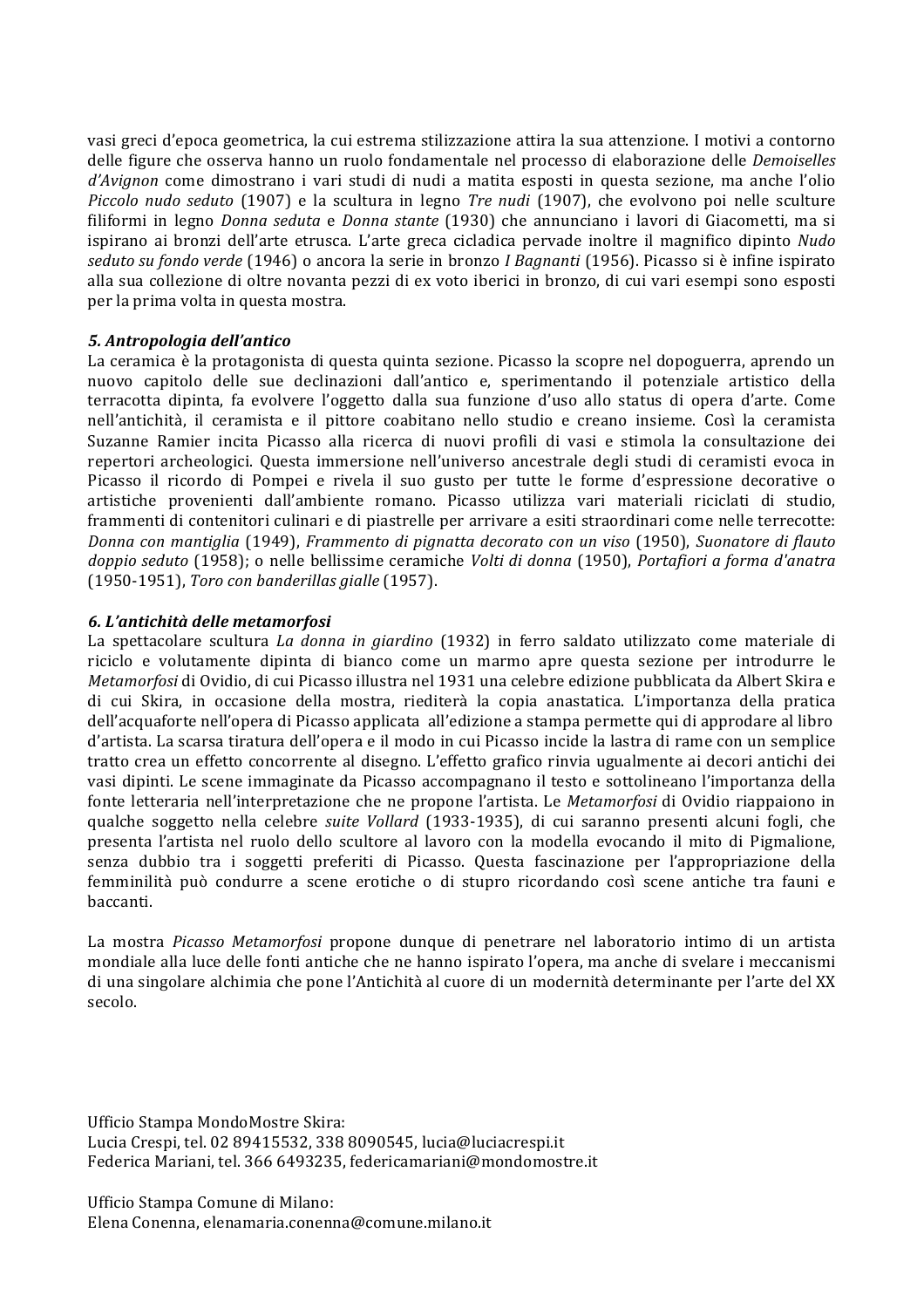vasi greci d'epoca geometrica, la cui estrema stilizzazione attira la sua attenzione. I motivi a contorno delle figure che osserva hanno un ruolo fondamentale nel processo di elaborazione delle *Demoiselles d'Avignon* come dimostrano i vari studi di nudi a matita esposti in questa sezione, ma anche l'olio *Piccolo nudo seduto* (1907) e la scultura in legno *Tre nudi* (1907), che evolvono poi nelle sculture filiformi in legno *Donna seduta* e *Donna stante* (1930) che annunciano i lavori di Giacometti, ma si ispirano ai bronzi dell'arte etrusca. L'arte greca cicladica pervade inoltre il magnifico dipinto *Nudo seduto su fondo verde* (1946) o ancora la serie in bronzo *I Bagnanti* (1956). Picasso si è infine ispirato alla sua collezione di oltre novanta pezzi di ex voto iberici in bronzo, di cui vari esempi sono esposti per la prima volta in questa mostra.

***5. Antropologia dell'antico***

La ceramica è la protagonista di questa quinta sezione. Picasso la scopre nel dopoguerra, aprendo un nuovo capitolo delle sue declinazioni dall'antico e, sperimentando il potenziale artistico della terracotta dipinta, fa evolvere l'oggetto dalla sua funzione d'uso allo status di opera d'arte. Come nell'antichità, il ceramista e il pittore coabitano nello studio e creano insieme. Così la ceramista Suzanne Ramier incita Picasso alla ricerca di nuovi profili di vasi e stimola la consultazione dei repertori archeologici. Questa immersione nell'universo ancestrale degli studi di ceramisti evoca in Picasso il ricordo di Pompei e rivela il suo gusto per tutte le forme d'espressione decorative o artistiche provenienti dall'ambiente romano. Picasso utilizza vari materiali riciclati di studio, frammenti di contenitori culinari e di piastrelle per arrivare a esiti straordinari come nelle terrecotte: *Donna con mantiglia* (1949), *Frammento di pignatta decorato con un viso* (1950), *Suonatore di flauto doppio seduto* (1958); o nelle bellissime ceramiche *Volti di donna* (1950), *Portafiori a forma d'anatra* (1950-1951), *Toro con banderillas gialle* (1957).

***6. L'antichità delle metamorfosi***

La spettacolare scultura *La donna in giardino* (1932) in ferro saldato utilizzato come materiale di riciclo e volutamente dipinta di bianco come un marmo apre questa sezione per introdurre le *Metamorfosi* di Ovidio, di cui Picasso illustra nel 1931 una celebre edizione pubblicata da Albert Skira e di cui Skira, in occasione della mostra, riediterà la copia anastatica. L'importanza della pratica dell'acquaforte nell'opera di Picasso applicata all'edizione a stampa permette qui di approdare al libro d'artista. La scarsa tiratura dell'opera e il modo in cui Picasso incide la lastra di rame con un semplice tratto crea un effetto concorrente al disegno. L'effetto grafico rinvia ugualmente ai decori antichi dei vasi dipinti. Le scene immaginate da Picasso accompagnano il testo e sottolineano l'importanza della fonte letteraria nell'interpretazione che ne propone l'artista. Le *Metamorfosi* di Ovidio riappaiono in qualche soggetto nella celebre *suite Vollard* (1933-1935), di cui saranno presenti alcuni fogli, che presenta l'artista nel ruolo dello scultore al lavoro con la modella evocando il mito di Pigmalione, senza dubbio tra i soggetti preferiti di Picasso. Questa fascinazione per l'appropriazione della femminilità può condurre a scene erotiche o di stupro ricordando così scene antiche tra fauni e baccanti.

La mostra *Picasso Metamorfosi* propone dunque di penetrare nel laboratorio intimo di un artista mondiale alla luce delle fonti antiche che ne hanno ispirato l'opera, ma anche di svelare i meccanismi di una singolare alchimia che pone l'Antichità al cuore di un modernità determinante per l'arte del XX secolo.

Ufficio Stampa MondoMostre Skira:
Lucia Crespi, tel. 02 89415532, 338 8090545, lucia@luciacrespi.it
Federica Mariani, tel. 366 6493235, federicamariani@mondomostre.it

Ufficio Stampa Comune di Milano:
Elena Conenna, elenamaria.conenna@comune.milano.it